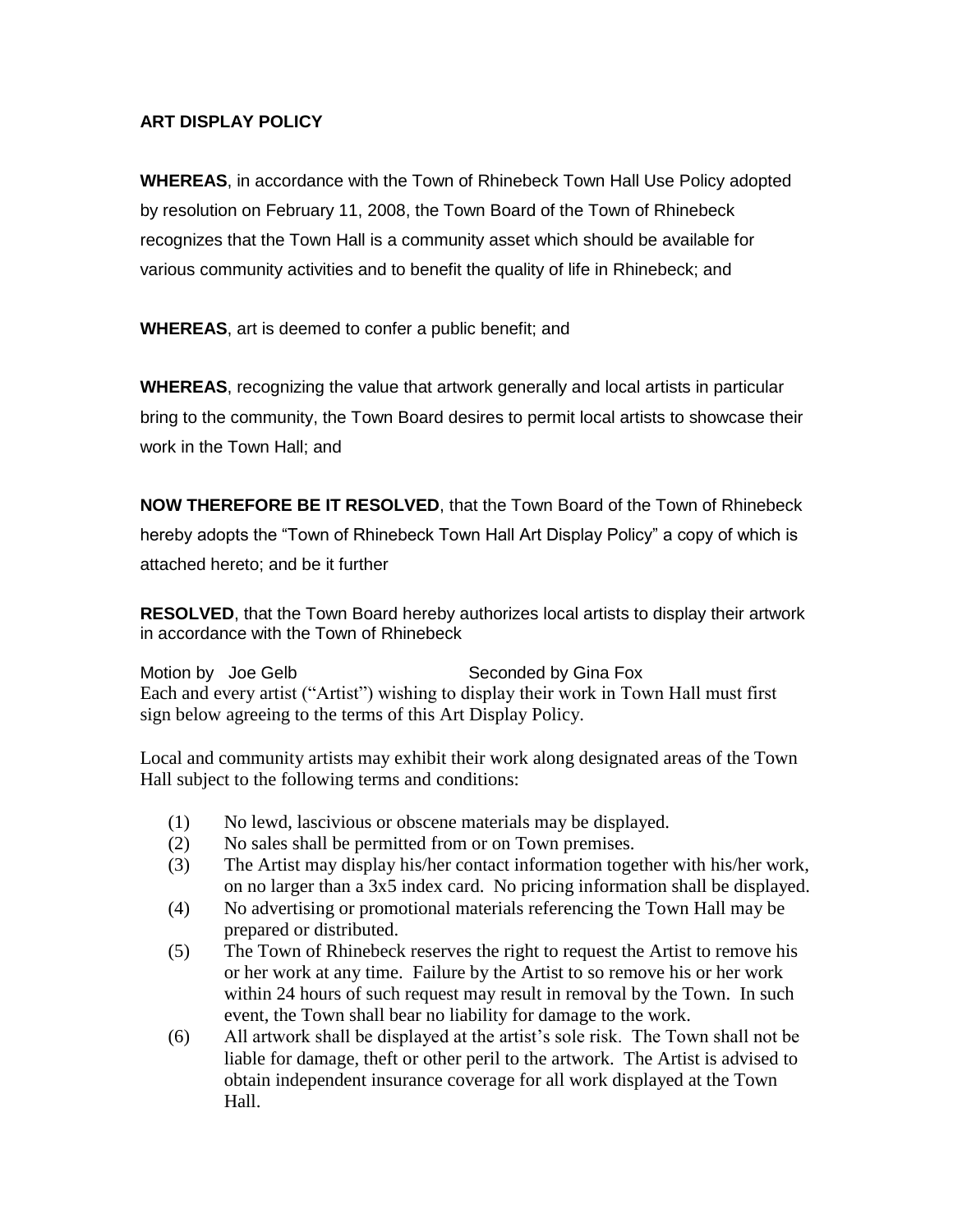**ART DISPLAY POLICY**

**WHEREAS**, in accordance with the Town of Rhinebeck Town Hall Use Policy adopted by resolution on February 11, 2008, the Town Board of the Town of Rhinebeck recognizes that the Town Hall is a community asset which should be available for various community activities and to benefit the quality of life in Rhinebeck; and

**WHEREAS**, art is deemed to confer a public benefit; and

**WHEREAS**, recognizing the value that artwork generally and local artists in particular bring to the community, the Town Board desires to permit local artists to showcase their work in the Town Hall; and

**NOW THEREFORE BE IT RESOLVED**, that the Town Board of the Town of Rhinebeck hereby adopts the "Town of Rhinebeck Town Hall Art Display Policy" a copy of which is attached hereto; and be it further

**RESOLVED**, that the Town Board hereby authorizes local artists to display their artwork in accordance with the Town of Rhinebeck

Motion by Joe Gelb Seconded by Gina Fox

Each and every artist ("Artist") wishing to display their work in Town Hall must first sign below agreeing to the terms of this Art Display Policy.

Local and community artists may exhibit their work along designated areas of the Town Hall subject to the following terms and conditions:

(1) No lewd, lascivious or obscene materials may be displayed.

(2) No sales shall be permitted from or on Town premises.

(3) The Artist may display his/her contact information together with his/her work, on no larger than a 3x5 index card. No pricing information shall be displayed.

(4) No advertising or promotional materials referencing the Town Hall may be prepared or distributed.

(5) The Town of Rhinebeck reserves the right to request the Artist to remove his or her work at any time. Failure by the Artist to so remove his or her work within 24 hours of such request may result in removal by the Town. In such event, the Town shall bear no liability for damage to the work.

(6) All artwork shall be displayed at the artist's sole risk. The Town shall not be liable for damage, theft or other peril to the artwork. The Artist is advised to obtain independent insurance coverage for all work displayed at the Town Hall.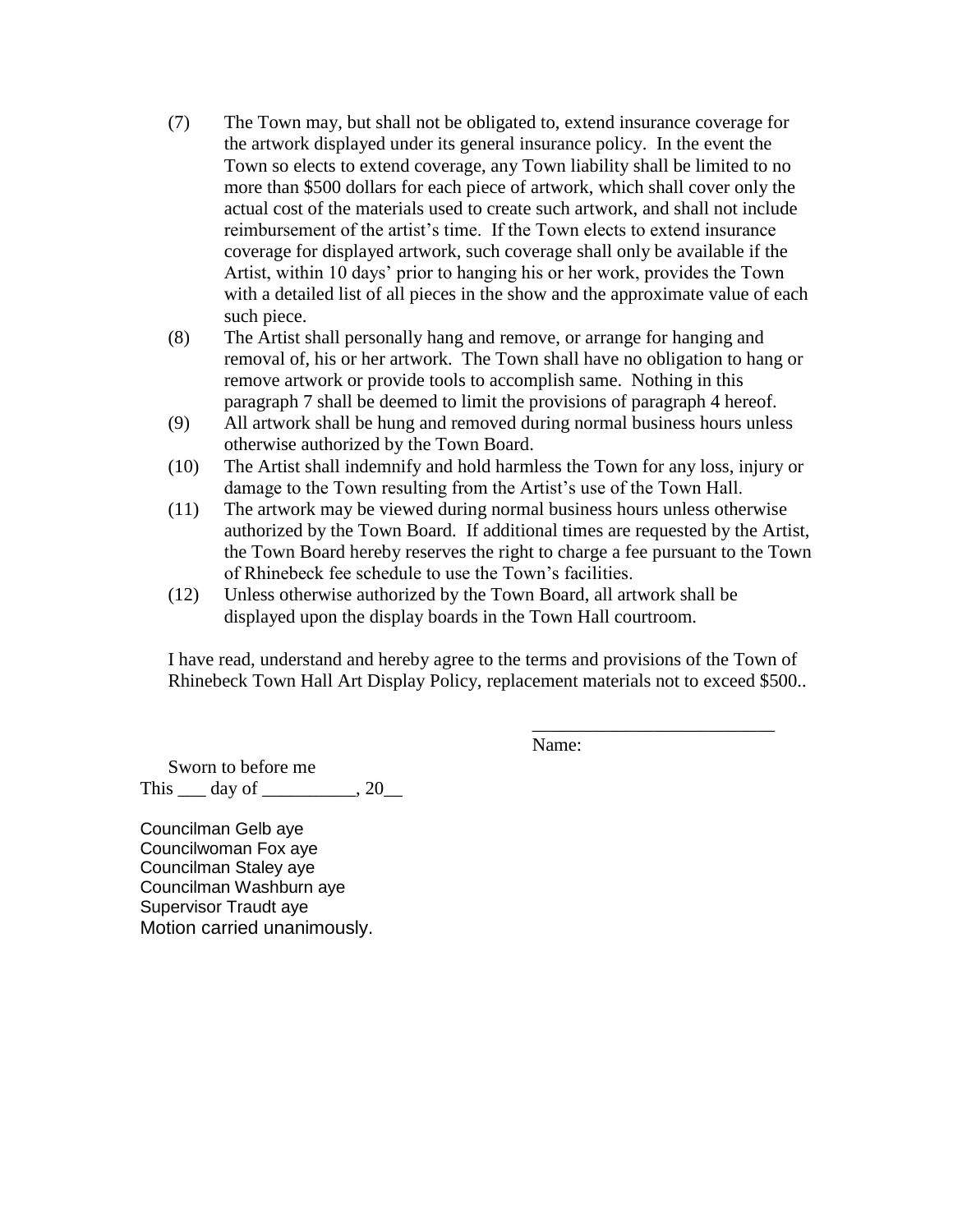(7) The Town may, but shall not be obligated to, extend insurance coverage for the artwork displayed under its general insurance policy. In the event the Town so elects to extend coverage, any Town liability shall be limited to no more than $500 dollars for each piece of artwork, which shall cover only the actual cost of the materials used to create such artwork, and shall not include reimbursement of the artist's time. If the Town elects to extend insurance coverage for displayed artwork, such coverage shall only be available if the Artist, within 10 days' prior to hanging his or her work, provides the Town with a detailed list of all pieces in the show and the approximate value of each such piece.

(8) The Artist shall personally hang and remove, or arrange for hanging and removal of, his or her artwork. The Town shall have no obligation to hang or remove artwork or provide tools to accomplish same. Nothing in this paragraph 7 shall be deemed to limit the provisions of paragraph 4 hereof.

(9) All artwork shall be hung and removed during normal business hours unless otherwise authorized by the Town Board.

(10) The Artist shall indemnify and hold harmless the Town for any loss, injury or damage to the Town resulting from the Artist's use of the Town Hall.

(11) The artwork may be viewed during normal business hours unless otherwise authorized by the Town Board. If additional times are requested by the Artist, the Town Board hereby reserves the right to charge a fee pursuant to the Town of Rhinebeck fee schedule to use the Town's facilities.

(12) Unless otherwise authorized by the Town Board, all artwork shall be displayed upon the display boards in the Town Hall courtroom.

I have read, understand and hereby agree to the terms and provisions of the Town of Rhinebeck Town Hall Art Display Policy, replacement materials not to exceed $500..

__________________________

Name:

Sworn to before me
This ___ day of __________, 20__

Councilman Gelb aye
Councilwoman Fox aye
Councilman Staley aye
Councilman Washburn aye
Supervisor Traudt aye
Motion carried unanimously.